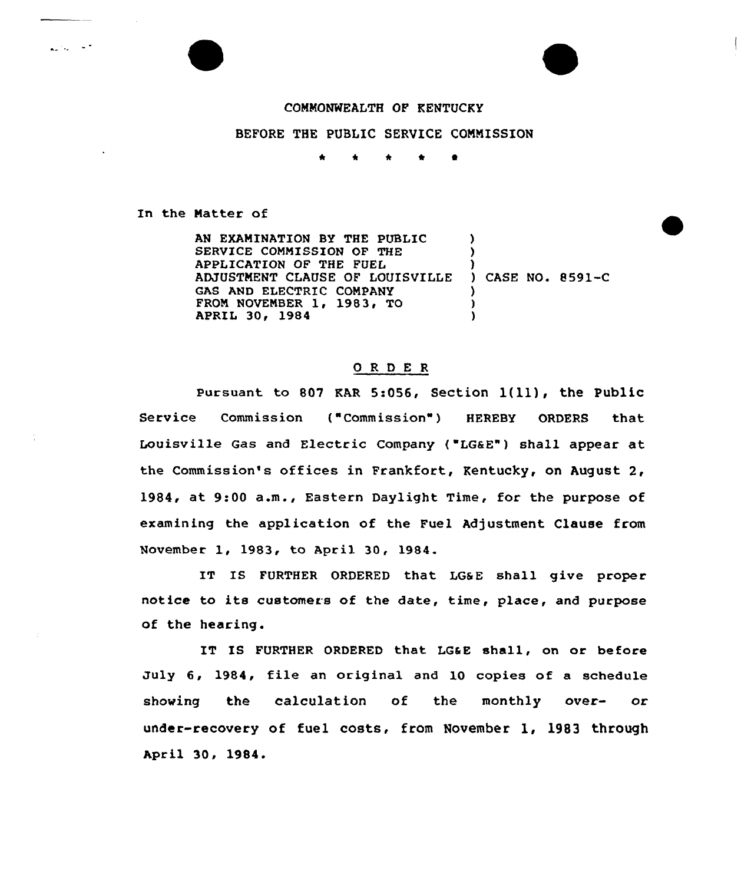COMMONWEALTH OF KENTUCKY

BEFORE THE PUBLIC SERVICE COMMISSION

\* \* \* \* \*

In the Matter of

AN EXAMINATION BY THE PUBLIC SERVICE COMMISSION OF THE APPLICATION OF THE FUEL ADJUSTMENT CLAUSE OF LOUISVILLE GAS AND ELECTRIC COMPANY FROM NOVEMBER 1, 1983, TO APRIL 30, 1984 ) CASE NO. 8591-C

## O R D E R

Pursuant to 807 KAR 5:056, Section 1(11), the Public Service Commission ("Commission") HEREBY ORDERS that Louisville Gas and Electric Company ("LG&E") shall appear at the Commission's offices in Frankfort, Kentucky, on August 2, 1984, at 9:00 a.m., Eastern Daylight Time, for the purpose of examining the application of the Fuel Adjustment Clause from November 1, 1983, to April 30, 1984.

IT IS FURTHER ORDERED that LG&E shall give proper notice to its customers of the date, time, place, and purpose of the hearing.

IT IS FURTHER ORDERED that LG&E shall, on or before July 6, 1984, file an original and 10 copies of a schedule showing the calculation of the monthly over- or under-recovery of fuel costs, from November 1, 1983 through April 30, 1984.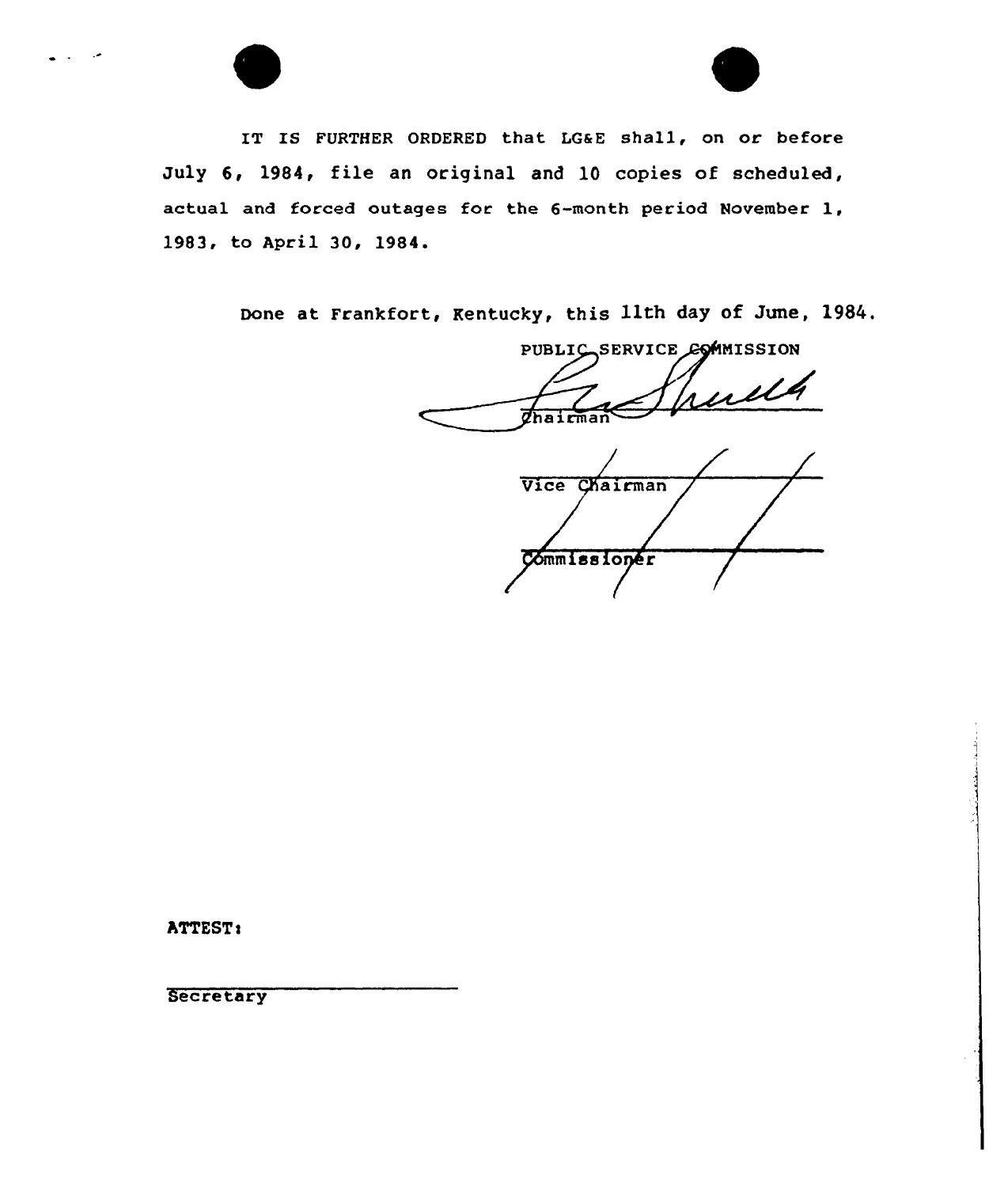IT IS FURTHER ORDERED that LG&E shall, on or before July 6, 1984, file an original and 10 copies of scheduled, actual and forced outages for the 6-month period November 1, 1983, to April 30, 1984.

Done at Frankfort, Kentucky, this 11th day of June, 1984.

PUBLIC SERVICE COMMISSION

Chairman

Vice Chairman

Commissioner

ATTEST:

Secretary